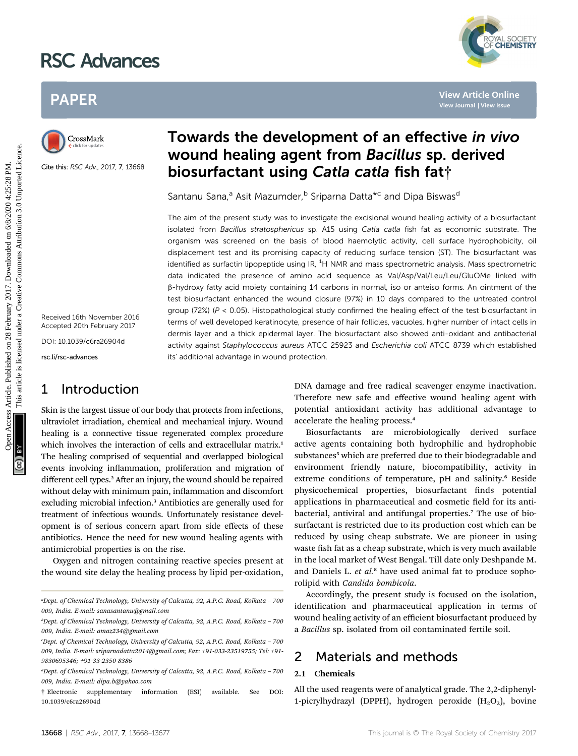# Towards the development of an effective *in vivo* wound healing agent from *Bacillus* sp. derived biosurfactant using *Catla catla* fish fat†

Santanu Sana,[a] Asit Mazumder,[b] Sriparna Datta*[c] and Dipa Biswas[d]

Cite this: RSC Adv., 2017, 7, 13668

Received 16th November 2016
Accepted 20th February 2017

DOI: 10.1039/c6ra26904d

rsc.li/rsc-advances

The aim of the present study was to investigate the excisional wound healing activity of a biosurfactant isolated from *Bacillus stratosphericus* sp. A15 using *Catla catla* fish fat as economic substrate. The organism was screened on the basis of blood haemolytic activity, cell surface hydrophobicity, oil displacement test and its promising capacity of reducing surface tension (ST). The biosurfactant was identified as surfactin lipopeptide using IR, $^1$H NMR and mass spectrometric analysis. Mass spectrometric data indicated the presence of amino acid sequence as Val/Asp/Val/Leu/Leu/GluOMe linked with β-hydroxy fatty acid moiety containing 14 carbons in normal, iso or anteiso forms. An ointment of the test biosurfactant enhanced the wound closure (97%) in 10 days compared to the untreated control group (72%) ($P < 0.05$). Histopathological study confirmed the healing effect of the test biosurfactant in terms of well developed keratinocyte, presence of hair follicles, vacuoles, higher number of intact cells in dermis layer and a thick epidermal layer. The biosurfactant also showed anti-oxidant and antibacterial activity against *Staphylococcus aureus* ATCC 25923 and *Escherichia coli* ATCC 8739 which established its' additional advantage in wound protection.

## 1 Introduction

Skin is the largest tissue of our body that protects from infections, ultraviolet irradiation, chemical and mechanical injury. Wound healing is a connective tissue regenerated complex procedure which involves the interaction of cells and extracellular matrix.[1] The healing comprised of sequential and overlapped biological events involving inflammation, proliferation and migration of different cell types.[2] After an injury, the wound should be repaired without delay with minimum pain, inflammation and discomfort excluding microbial infection.[3] Antibiotics are generally used for treatment of infectious wounds. Unfortunately resistance development is of serious concern apart from side effects of these antibiotics. Hence the need for new wound healing agents with antimicrobial properties is on the rise.

Oxygen and nitrogen containing reactive species present at the wound site delay the healing process by lipid per-oxidation, DNA damage and free radical scavenger enzyme inactivation. Therefore new safe and effective wound healing agent with potential antioxidant activity has additional advantage to accelerate the healing process.[4]

Biosurfactants are microbiologically derived surface active agents containing both hydrophilic and hydrophobic substances[5] which are preferred due to their biodegradable and environment friendly nature, biocompatibility, activity in extreme conditions of temperature, pH and salinity.[6] Beside physicochemical properties, biosurfactant finds potential applications in pharmaceutical and cosmetic field for its antibacterial, antiviral and antifungal properties.[7] The use of biosurfactant is restricted due to its production cost which can be reduced by using cheap substrate. We are pioneer in using waste fish fat as a cheap substrate, which is very much available in the local market of West Bengal. Till date only Deshpande M. and Daniels L. *et al.*[8] have used animal fat to produce sophorolipid with *Candida bombicola*.

Accordingly, the present study is focused on the isolation, identification and pharmaceutical application in terms of wound healing activity of an efficient biosurfactant produced by a *Bacillus* sp. isolated from oil contaminated fertile soil.

## 2 Materials and methods

### 2.1 Chemicals

All the used reagents were of analytical grade. The 2,2-diphenyl-1-picrylhydrazyl (DPPH), hydrogen peroxide ($H_2O_2$), bovine

---

[a] Dept. of Chemical Technology, University of Calcutta, 92, A.P.C. Road, Kolkata – 700 009, India. E-mail: sanasantanu@gmail.com

[b] Dept. of Chemical Technology, University of Calcutta, 92, A.P.C. Road, Kolkata – 700 009, India. E-mail: amaz234@gmail.com

[c] Dept. of Chemical Technology, University of Calcutta, 92, A.P.C. Road, Kolkata – 700 009, India. E-mail: sriparnadatta2014@gmail.com; Fax: +91-033-23519755; Tel: +91-9830695346; +91-33-2350-8386

[d] Dept. of Chemical Technology, University of Calcutta, 92, A.P.C. Road, Kolkata – 700 009, India. E-mail: dipa.b@yahoo.com

† Electronic supplementary information (ESI) available. See DOI: 10.1039/c6ra26904d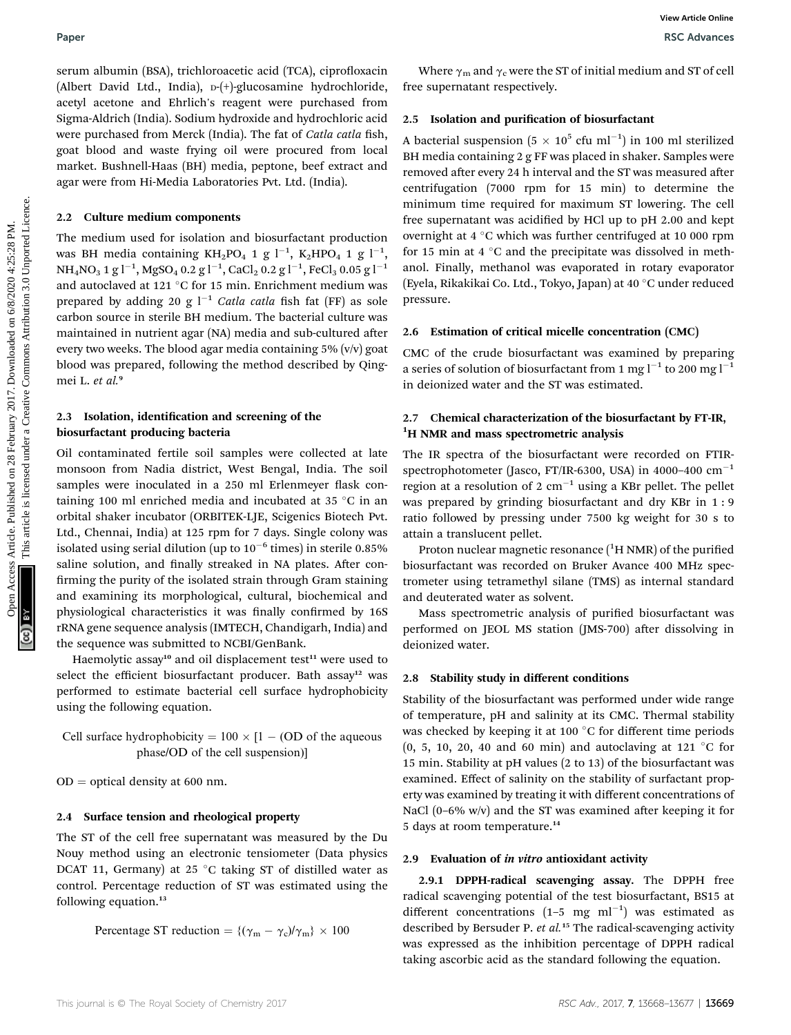serum albumin (BSA), trichloroacetic acid (TCA), ciprofloxacin (Albert David Ltd., India), D-(+)-glucosamine hydrochloride, acetyl acetone and Ehrlich's reagent were purchased from Sigma-Aldrich (India). Sodium hydroxide and hydrochloric acid were purchased from Merck (India). The fat of *Catla catla* fish, goat blood and waste frying oil were procured from local market. Bushnell-Haas (BH) media, peptone, beef extract and agar were from Hi-Media Laboratories Pvt. Ltd. (India).

## 2.2 Culture medium components

The medium used for isolation and biosurfactant production was BH media containing $KH_2PO_4$ 1 g $l^{-1}$, $K_2HPO_4$ 1 g $l^{-1}$, $NH_4NO_3$ 1 g $l^{-1}$, $MgSO_4$ 0.2 g $l^{-1}$, $CaCl_2$ 0.2 g $l^{-1}$, $FeCl_3$ 0.05 g $l^{-1}$ and autoclaved at 121 °C for 15 min. Enrichment medium was prepared by adding 20 g $l^{-1}$ *Catla catla* fish fat (FF) as sole carbon source in sterile BH medium. The bacterial culture was maintained in nutrient agar (NA) media and sub-cultured after every two weeks. The blood agar media containing 5% (v/v) goat blood was prepared, following the method described by Qingmei L. *et al.*[9]

## 2.3 Isolation, identification and screening of the biosurfactant producing bacteria

Oil contaminated fertile soil samples were collected at late monsoon from Nadia district, West Bengal, India. The soil samples were inoculated in a 250 ml Erlenmeyer flask containing 100 ml enriched media and incubated at 35 °C in an orbital shaker incubator (ORBITEK-LJE, Scigenics Biotech Pvt. Ltd., Chennai, India) at 125 rpm for 7 days. Single colony was isolated using serial dilution (up to $10^{-6}$ times) in sterile 0.85% saline solution, and finally streaked in NA plates. After confirming the purity of the isolated strain through Gram staining and examining its morphological, cultural, biochemical and physiological characteristics it was finally confirmed by 16S rRNA gene sequence analysis (IMTECH, Chandigarh, India) and the sequence was submitted to NCBI/GenBank.

Haemolytic assay[10] and oil displacement test[11] were used to select the efficient biosurfactant producer. Bath assay[12] was performed to estimate bacterial cell surface hydrophobicity using the following equation.

$$\text{Cell surface hydrophobicity} = 100 \times [1 - (\text{OD of the aqueous phase}/\text{OD of the cell suspension})]$$

OD = optical density at 600 nm.

## 2.4 Surface tension and rheological property

The ST of the cell free supernatant was measured by the Du Nouy method using an electronic tensiometer (Data physics DCAT 11, Germany) at 25 °C taking ST of distilled water as control. Percentage reduction of ST was estimated using the following equation.[13]

$$\text{Percentage ST reduction} = \{(\gamma_m - \gamma_c)/\gamma_m\} \times 100$$

Where $\gamma_m$ and $\gamma_c$ were the ST of initial medium and ST of cell free supernatant respectively.

## 2.5 Isolation and purification of biosurfactant

A bacterial suspension ($5 \times 10^5$ cfu $ml^{-1}$) in 100 ml sterilized BH media containing 2 g FF was placed in shaker. Samples were removed after every 24 h interval and the ST was measured after centrifugation (7000 rpm for 15 min) to determine the minimum time required for maximum ST lowering. The cell free supernatant was acidified by HCl up to pH 2.00 and kept overnight at 4 °C which was further centrifuged at 10 000 rpm for 15 min at 4 °C and the precipitate was dissolved in methanol. Finally, methanol was evaporated in rotary evaporator (Eyela, Rikakikai Co. Ltd., Tokyo, Japan) at 40 °C under reduced pressure.

## 2.6 Estimation of critical micelle concentration (CMC)

CMC of the crude biosurfactant was examined by preparing a series of solution of biosurfactant from 1 mg $l^{-1}$ to 200 mg $l^{-1}$ in deionized water and the ST was estimated.

## 2.7 Chemical characterization of the biosurfactant by FT-IR, $^1$H NMR and mass spectrometric analysis

The IR spectra of the biosurfactant were recorded on FTIR-spectrophotometer (Jasco, FT/IR-6300, USA) in 4000–400 $cm^{-1}$ region at a resolution of 2 $cm^{-1}$ using a KBr pellet. The pellet was prepared by grinding biosurfactant and dry KBr in 1 : 9 ratio followed by pressing under 7500 kg weight for 30 s to attain a translucent pellet.

Proton nuclear magnetic resonance ($^1$H NMR) of the purified biosurfactant was recorded on Bruker Avance 400 MHz spectrometer using tetramethyl silane (TMS) as internal standard and deuterated water as solvent.

Mass spectrometric analysis of purified biosurfactant was performed on JEOL MS station (JMS-700) after dissolving in deionized water.

## 2.8 Stability study in different conditions

Stability of the biosurfactant was performed under wide range of temperature, pH and salinity at its CMC. Thermal stability was checked by keeping it at 100 °C for different time periods (0, 5, 10, 20, 40 and 60 min) and autoclaving at 121 °C for 15 min. Stability at pH values (2 to 13) of the biosurfactant was examined. Effect of salinity on the stability of surfactant property was examined by treating it with different concentrations of NaCl (0–6% w/v) and the ST was examined after keeping it for 5 days at room temperature.[14]

## 2.9 Evaluation of *in vitro* antioxidant activity

**2.9.1 DPPH-radical scavenging assay.** The DPPH free radical scavenging potential of the test biosurfactant, BS15 at different concentrations (1–5 mg $ml^{-1}$) was estimated as described by Bersuder P. *et al.*[15] The radical-scavenging activity was expressed as the inhibition percentage of DPPH radical taking ascorbic acid as the standard following the equation.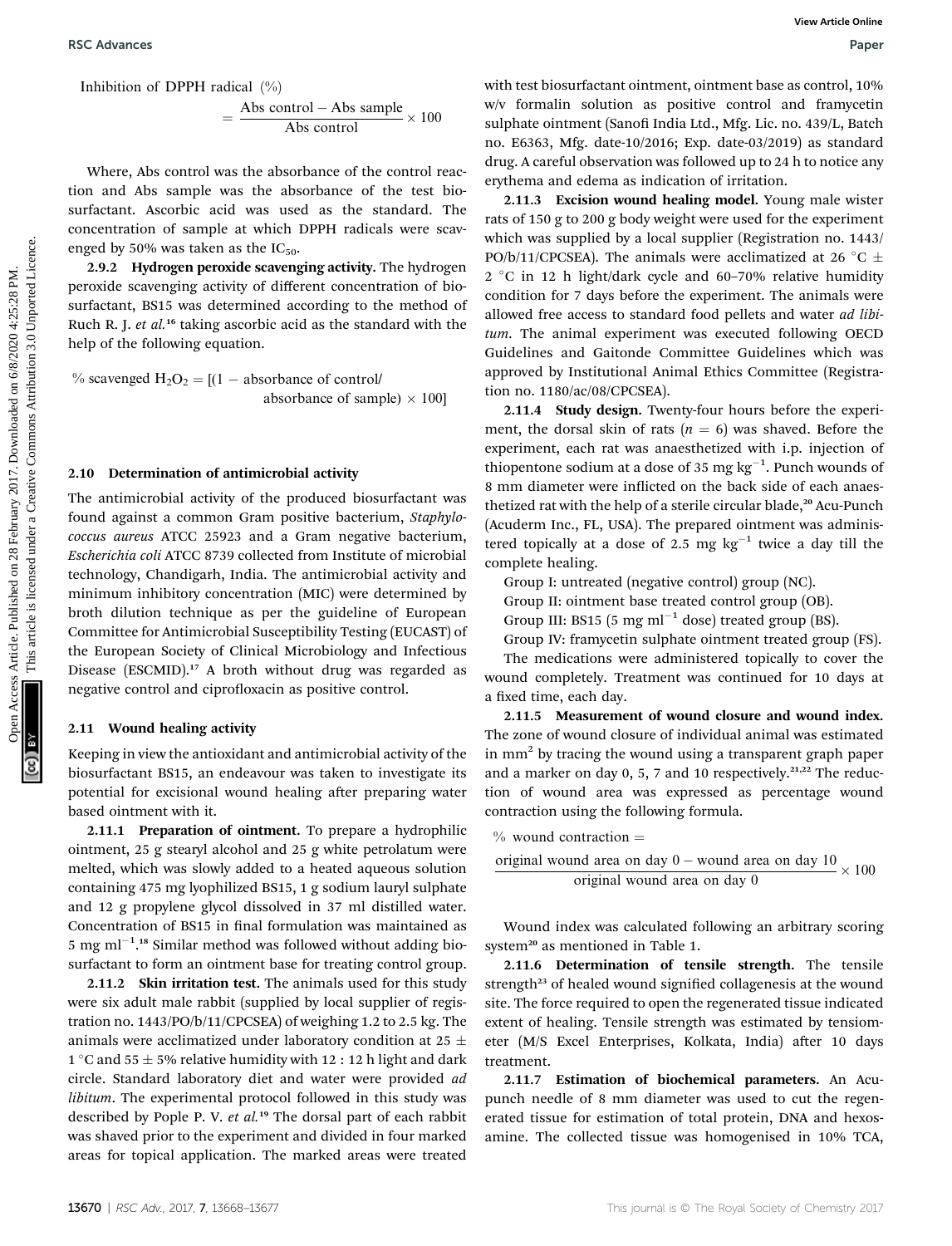$$\text{Inhibition of DPPH radical (\%)} = \frac{\text{Abs control} - \text{Abs sample}}{\text{Abs control}} \times 100$$

Where, Abs control was the absorbance of the control reaction and Abs sample was the absorbance of the test biosurfactant. Ascorbic acid was used as the standard. The concentration of sample at which DPPH radicals were scavenged by 50% was taken as the $IC_{50}$.

**2.9.2 Hydrogen peroxide scavenging activity.** The hydrogen peroxide scavenging activity of different concentration of biosurfactant, BS15 was determined according to the method of Ruch R. J. *et al.*[16] taking ascorbic acid as the standard with the help of the following equation.

$$\% \text{ scavenged } H_2O_2 = [(1 - \text{absorbance of control}/\text{absorbance of sample}) \times 100]$$

### 2.10 Determination of antimicrobial activity

The antimicrobial activity of the produced biosurfactant was found against a common Gram positive bacterium, *Staphylococcus aureus* ATCC 25923 and a Gram negative bacterium, *Escherichia coli* ATCC 8739 collected from Institute of microbial technology, Chandigarh, India. The antimicrobial activity and minimum inhibitory concentration (MIC) were determined by broth dilution technique as per the guideline of European Committee for Antimicrobial Susceptibility Testing (EUCAST) of the European Society of Clinical Microbiology and Infectious Disease (ESCMID).[17] A broth without drug was regarded as negative control and ciprofloxacin as positive control.

### 2.11 Wound healing activity

Keeping in view the antioxidant and antimicrobial activity of the biosurfactant BS15, an endeavour was taken to investigate its potential for excisional wound healing after preparing water based ointment with it.

**2.11.1 Preparation of ointment.** To prepare a hydrophilic ointment, 25 g stearyl alcohol and 25 g white petrolatum were melted, which was slowly added to a heated aqueous solution containing 475 mg lyophilized BS15, 1 g sodium lauryl sulphate and 12 g propylene glycol dissolved in 37 ml distilled water. Concentration of BS15 in final formulation was maintained as 5 mg $ml^{-1}$.[18] Similar method was followed without adding biosurfactant to form an ointment base for treating control group.

**2.11.2 Skin irritation test.** The animals used for this study were six adult male rabbit (supplied by local supplier of registration no. 1443/PO/b/11/CPCSEA) of weighing 1.2 to 2.5 kg. The animals were acclimatized under laboratory condition at 25 ± 1 °C and 55 ± 5% relative humidity with 12 : 12 h light and dark circle. Standard laboratory diet and water were provided *ad libitum*. The experimental protocol followed in this study was described by Pople P. V. *et al.*[19] The dorsal part of each rabbit was shaved prior to the experiment and divided in four marked areas for topical application. The marked areas were treated with test biosurfactant ointment, ointment base as control, 10% w/v formalin solution as positive control and framycetin sulphate ointment (Sanofi India Ltd., Mfg. Lic. no. 439/L, Batch no. E6363, Mfg. date-10/2016; Exp. date-03/2019) as standard drug. A careful observation was followed up to 24 h to notice any erythema and edema as indication of irritation.

**2.11.3 Excision wound healing model.** Young male wister rats of 150 g to 200 g body weight were used for the experiment which was supplied by a local supplier (Registration no. 1443/PO/b/11/CPCSEA). The animals were acclimatized at 26 °C ± 2 °C in 12 h light/dark cycle and 60–70% relative humidity condition for 7 days before the experiment. The animals were allowed free access to standard food pellets and water *ad libitum*. The animal experiment was executed following OECD Guidelines and Gaitonde Committee Guidelines which was approved by Institutional Animal Ethics Committee (Registration no. 1180/ac/08/CPCSEA).

**2.11.4 Study design.** Twenty-four hours before the experiment, the dorsal skin of rats ($n = 6$) was shaved. Before the experiment, each rat was anaesthetized with i.p. injection of thiopentone sodium at a dose of 35 mg $kg^{-1}$. Punch wounds of 8 mm diameter were inflicted on the back side of each anaesthetized rat with the help of a sterile circular blade,[20] Acu-Punch (Acuderm Inc., FL, USA). The prepared ointment was administered topically at a dose of 2.5 mg $kg^{-1}$ twice a day till the complete healing.

Group I: untreated (negative control) group (NC).

Group II: ointment base treated control group (OB).

Group III: BS15 (5 mg $ml^{-1}$ dose) treated group (BS).

Group IV: framycetin sulphate ointment treated group (FS).

The medications were administered topically to cover the wound completely. Treatment was continued for 10 days at a fixed time, each day.

**2.11.5 Measurement of wound closure and wound index.** The zone of wound closure of individual animal was estimated in $mm^2$ by tracing the wound using a transparent graph paper and a marker on day 0, 5, 7 and 10 respectively.[21,22] The reduction of wound area was expressed as percentage wound contraction using the following formula.

$$\% \text{ wound contraction} = \frac{\text{original wound area on day 0} - \text{wound area on day 10}}{\text{original wound area on day 0}} \times 100$$

Wound index was calculated following an arbitrary scoring system[20] as mentioned in Table 1.

**2.11.6 Determination of tensile strength.** The tensile strength[23] of healed wound signified collagenesis at the wound site. The force required to open the regenerated tissue indicated extent of healing. Tensile strength was estimated by tensiometer (M/S Excel Enterprises, Kolkata, India) after 10 days treatment.

**2.11.7 Estimation of biochemical parameters.** An Acu-punch needle of 8 mm diameter was used to cut the regenerated tissue for estimation of total protein, DNA and hexosamine. The collected tissue was homogenised in 10% TCA,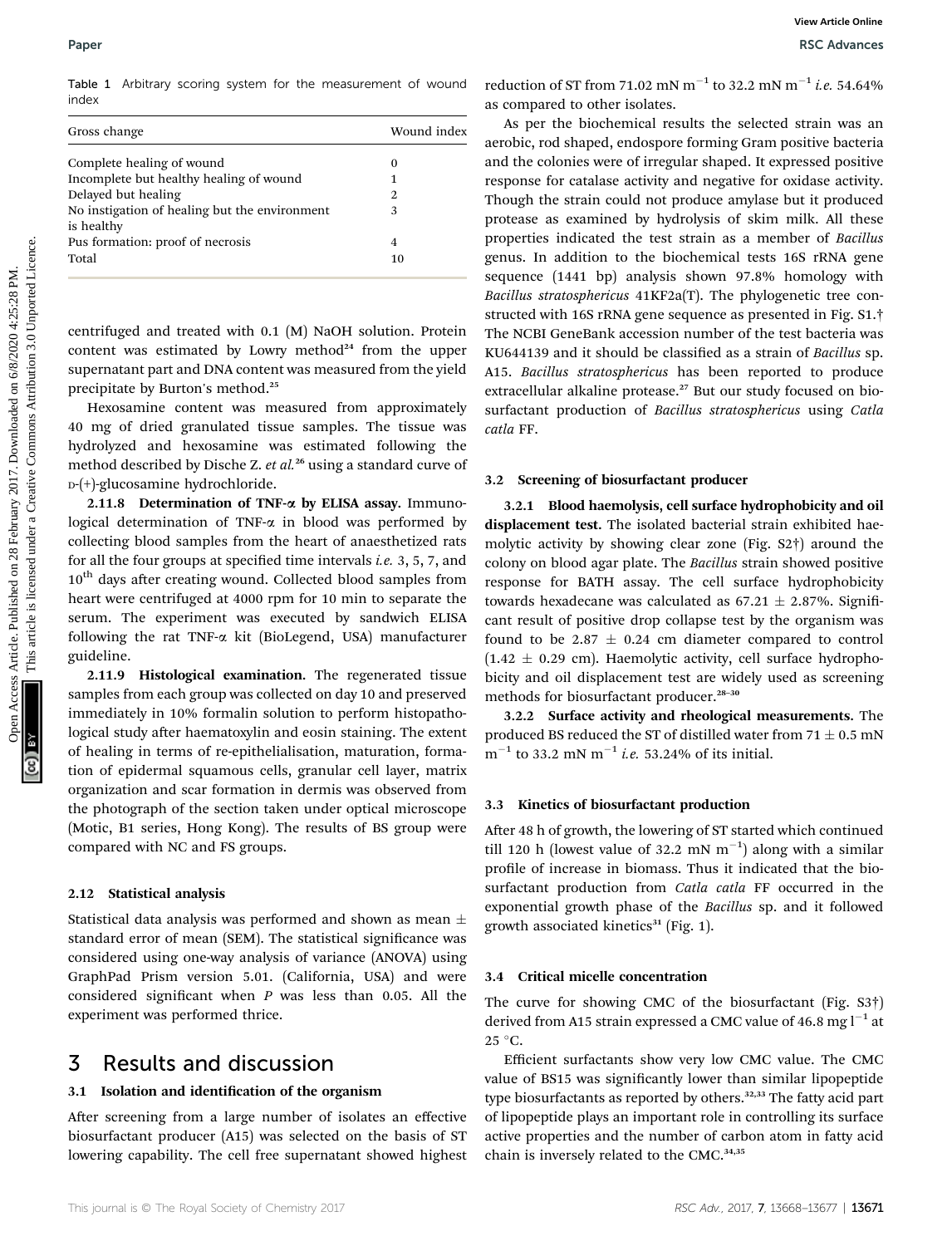Table 1 Arbitrary scoring system for the measurement of wound index

| Gross change | Wound index |
|---|---|
| Complete healing of wound | 0 |
| Incomplete but healthy healing of wound | 1 |
| Delayed but healing | 2 |
| No instigation of healing but the environment is healthy | 3 |
| Pus formation: proof of necrosis | 4 |
| Total | 10 |

centrifuged and treated with 0.1 (M) NaOH solution. Protein content was estimated by Lowry method[24] from the upper supernatant part and DNA content was measured from the yield precipitate by Burton's method.[25]

Hexosamine content was measured from approximately 40 mg of dried granulated tissue samples. The tissue was hydrolyzed and hexosamine was estimated following the method described by Dische Z. *et al.*[26] using a standard curve of D-(+)-glucosamine hydrochloride.

**2.11.8 Determination of TNF-α by ELISA assay.** Immunological determination of TNF-α in blood was performed by collecting blood samples from the heart of anaesthetized rats for all the four groups at specified time intervals *i.e.* 3, 5, 7, and 10$^{th}$ days after creating wound. Collected blood samples from heart were centrifuged at 4000 rpm for 10 min to separate the serum. The experiment was executed by sandwich ELISA following the rat TNF-α kit (BioLegend, USA) manufacturer guideline.

**2.11.9 Histological examination.** The regenerated tissue samples from each group was collected on day 10 and preserved immediately in 10% formalin solution to perform histopathological study after haematoxylin and eosin staining. The extent of healing in terms of re-epithelialisation, maturation, formation of epidermal squamous cells, granular cell layer, matrix organization and scar formation in dermis was observed from the photograph of the section taken under optical microscope (Motic, B1 series, Hong Kong). The results of BS group were compared with NC and FS groups.

### 2.12 Statistical analysis

Statistical data analysis was performed and shown as mean ± standard error of mean (SEM). The statistical significance was considered using one-way analysis of variance (ANOVA) using GraphPad Prism version 5.01. (California, USA) and were considered significant when $P$ was less than 0.05. All the experiment was performed thrice.

## 3 Results and discussion

### 3.1 Isolation and identification of the organism

After screening from a large number of isolates an effective biosurfactant producer (A15) was selected on the basis of ST lowering capability. The cell free supernatant showed highest reduction of ST from 71.02 mN m$^{-1}$ to 32.2 mN m$^{-1}$ *i.e.* 54.64% as compared to other isolates.

As per the biochemical results the selected strain was an aerobic, rod shaped, endospore forming Gram positive bacteria and the colonies were of irregular shaped. It expressed positive response for catalase activity and negative for oxidase activity. Though the strain could not produce amylase but it produced protease as examined by hydrolysis of skim milk. All these properties indicated the test strain as a member of *Bacillus* genus. In addition to the biochemical tests 16S rRNA gene sequence (1441 bp) analysis shown 97.8% homology with *Bacillus stratosphericus* 41KF2a(T). The phylogenetic tree constructed with 16S rRNA gene sequence as presented in Fig. S1.† The NCBI GeneBank accession number of the test bacteria was KU644139 and it should be classified as a strain of *Bacillus* sp. A15. *Bacillus stratosphericus* has been reported to produce extracellular alkaline protease.[27] But our study focused on biosurfactant production of *Bacillus stratosphericus* using *Catla catla* FF.

### 3.2 Screening of biosurfactant producer

**3.2.1 Blood haemolysis, cell surface hydrophobicity and oil displacement test.** The isolated bacterial strain exhibited haemolytic activity by showing clear zone (Fig. S2†) around the colony on blood agar plate. The *Bacillus* strain showed positive response for BATH assay. The cell surface hydrophobicity towards hexadecane was calculated as 67.21 ± 2.87%. Significant result of positive drop collapse test by the organism was found to be 2.87 ± 0.24 cm diameter compared to control (1.42 ± 0.29 cm). Haemolytic activity, cell surface hydrophobicity and oil displacement test are widely used as screening methods for biosurfactant producer.[28–30]

**3.2.2 Surface activity and rheological measurements.** The produced BS reduced the ST of distilled water from 71 ± 0.5 mN m$^{-1}$ to 33.2 mN m$^{-1}$ *i.e.* 53.24% of its initial.

### 3.3 Kinetics of biosurfactant production

After 48 h of growth, the lowering of ST started which continued till 120 h (lowest value of 32.2 mN m$^{-1}$) along with a similar profile of increase in biomass. Thus it indicated that the biosurfactant production from *Catla catla* FF occurred in the exponential growth phase of the *Bacillus* sp. and it followed growth associated kinetics[31] (Fig. 1).

### 3.4 Critical micelle concentration

The curve for showing CMC of the biosurfactant (Fig. S3†) derived from A15 strain expressed a CMC value of 46.8 mg l$^{-1}$ at 25 °C.

Efficient surfactants show very low CMC value. The CMC value of BS15 was significantly lower than similar lipopeptide type biosurfactants as reported by others.[32,33] The fatty acid part of lipopeptide plays an important role in controlling its surface active properties and the number of carbon atom in fatty acid chain is inversely related to the CMC.[34,35]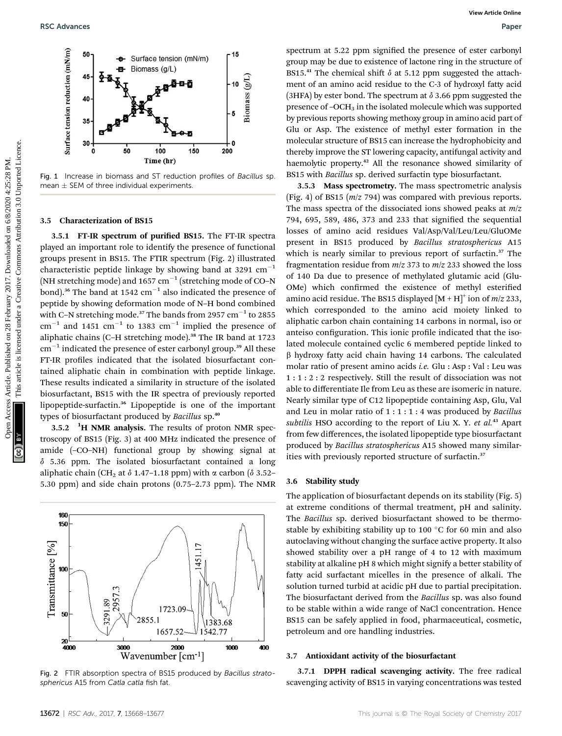Fig. 1 Increase in biomass and ST reduction profiles of *Bacillus* sp. mean ± SEM of three individual experiments.

### 3.5 Characterization of BS15

**3.5.1 FT-IR spectrum of purified BS15.** The FT-IR spectra played an important role to identify the presence of functional groups present in BS15. The FTIR spectrum (Fig. 2) illustrated characteristic peptide linkage by showing band at 3291 $cm^{-1}$ (NH stretching mode) and 1657 $cm^{-1}$ (stretching mode of CO–N bond).[36] The band at 1542 $cm^{-1}$ also indicated the presence of peptide by showing deformation mode of N–H bond combined with C–N stretching mode.[37] The bands from 2957 $cm^{-1}$ to 2855 $cm^{-1}$ and 1451 $cm^{-1}$ to 1383 $cm^{-1}$ implied the presence of aliphatic chains (C–H stretching mode).[38] The IR band at 1723 $cm^{-1}$ indicated the presence of ester carbonyl group.[39] All these FT-IR profiles indicated that the isolated biosurfactant contained aliphatic chain in combination with peptide linkage. These results indicated a similarity in structure of the isolated biosurfactant, BS15 with the IR spectra of previously reported lipopeptide-surfactin.[36] Lipopeptide is one of the important types of biosurfactant produced by *Bacillus* sp.[40]

**3.5.2 $^1$H NMR analysis.** The results of proton NMR spectroscopy of BS15 (Fig. 3) at 400 MHz indicated the presence of amide (–CO–NH) functional group by showing signal at $\delta$ 5.36 ppm. The isolated biosurfactant contained a long aliphatic chain ($CH_2$ at $\delta$ 1.47–1.18 ppm) with $\alpha$ carbon ($\delta$ 3.52–5.30 ppm) and side chain protons (0.75–2.73 ppm). The NMR spectrum at 5.22 ppm signified the presence of ester carbonyl group may be due to existence of lactone ring in the structure of BS15.[41] The chemical shift $\delta$ at 5.12 ppm suggested the attachment of an amino acid residue to the C-3 of hydroxyl fatty acid (3HFA) by ester bond. The spectrum at $\delta$ 3.66 ppm suggested the presence of $–OCH_3$ in the isolated molecule which was supported by previous reports showing methoxy group in amino acid part of Glu or Asp. The existence of methyl ester formation in the molecular structure of BS15 can increase the hydrophobicity and thereby improve the ST lowering capacity, antifungal activity and haemolytic property.[42] All the resonance showed similarity of BS15 with *Bacillus* sp. derived surfactin type biosurfactant.

**3.5.3 Mass spectrometry.** The mass spectrometric analysis (Fig. 4) of BS15 ($m/z$ 794) was compared with previous reports. The mass spectra of the dissociated ions showed peaks at $m/z$ 794, 695, 589, 486, 373 and 233 that signified the sequential losses of amino acid residues Val/Asp/Val/Leu/Leu/GluOMe present in BS15 produced by *Bacillus stratosphericus* A15 which is nearly similar to previous report of surfactin.[37] The fragmentation residue from $m/z$ 373 to $m/z$ 233 showed the loss of 140 Da due to presence of methylated glutamic acid (Glu-OMe) which confirmed the existence of methyl esterified amino acid residue. The BS15 displayed $[M + H]^+$ ion of $m/z$ 233, which corresponded to the amino acid moiety linked to aliphatic carbon chain containing 14 carbons in normal, iso or anteiso configuration. This ionic profile indicated that the isolated molecule contained cyclic 6 membered peptide linked to $\beta$ hydroxy fatty acid chain having 14 carbons. The calculated molar ratio of present amino acids *i.e.* Glu : Asp : Val : Leu was 1 : 1 : 2 : 2 respectively. Still the result of dissociation was not able to differentiate Ile from Leu as these are isomeric in nature. Nearly similar type of C12 lipopeptide containing Asp, Glu, Val and Leu in molar ratio of 1 : 1 : 1 : 4 was produced by *Bacillus subtilis* HSO according to the report of Liu X. Y. *et al.*[43] Apart from few differences, the isolated lipopeptide type biosurfactant produced by *Bacillus stratosphericus* A15 showed many similarities with previously reported structure of surfactin.[37]

Fig. 2 FTIR absorption spectra of BS15 produced by *Bacillus stratosphericus* A15 from *Catla catla* fish fat.

### 3.6 Stability study

The application of biosurfactant depends on its stability (Fig. 5) at extreme conditions of thermal treatment, pH and salinity. The *Bacillus* sp. derived biosurfactant showed to be thermostable by exhibiting stability up to 100 °C for 60 min and also autoclaving without changing the surface active property. It also showed stability over a pH range of 4 to 12 with maximum stability at alkaline pH 8 which might signify a better stability of fatty acid surfactant micelles in the presence of alkali. The solution turned turbid at acidic pH due to partial precipitation. The biosurfactant derived from the *Bacillus* sp. was also found to be stable within a wide range of NaCl concentration. Hence BS15 can be safely applied in food, pharmaceutical, cosmetic, petroleum and ore handling industries.

### 3.7 Antioxidant activity of the biosurfactant

**3.7.1 DPPH radical scavenging activity.** The free radical scavenging activity of BS15 in varying concentrations was tested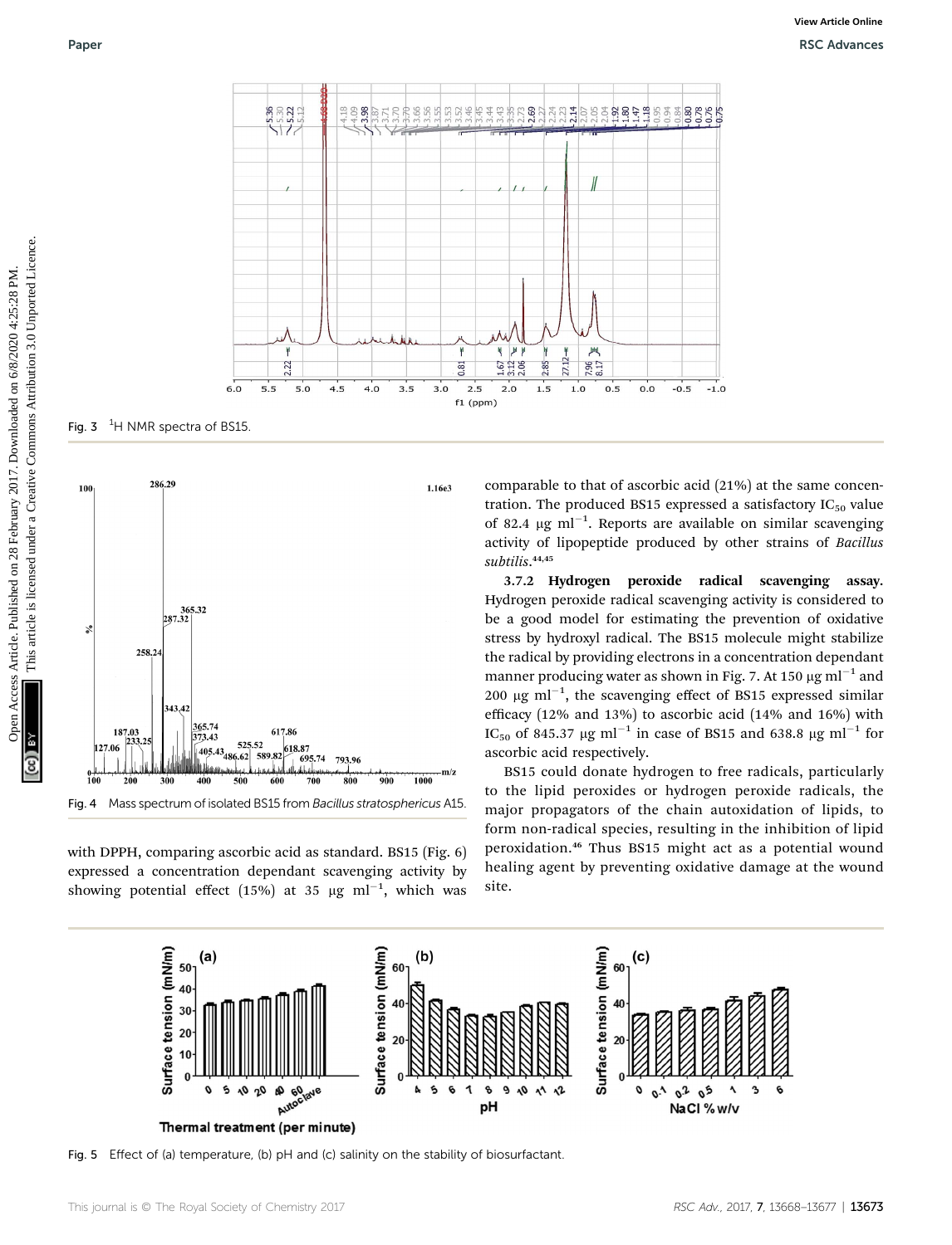Fig. 3 $^{1}$H NMR spectra of BS15.

Fig. 4 Mass spectrum of isolated BS15 from *Bacillus stratosphericus* A15.

with DPPH, comparing ascorbic acid as standard. BS15 (Fig. 6) expressed a concentration dependant scavenging activity by showing potential effect (15%) at 35 μg ml$^{-1}$, which was comparable to that of ascorbic acid (21%) at the same concentration. The produced BS15 expressed a satisfactory $IC_{50}$ value of 82.4 μg ml$^{-1}$. Reports are available on similar scavenging activity of lipopeptide produced by other strains of *Bacillus subtilis*.[44,45]

**3.7.2 Hydrogen peroxide radical scavenging assay.** Hydrogen peroxide radical scavenging activity is considered to be a good model for estimating the prevention of oxidative stress by hydroxyl radical. The BS15 molecule might stabilize the radical by providing electrons in a concentration dependant manner producing water as shown in Fig. 7. At 150 μg ml$^{-1}$ and 200 μg ml$^{-1}$, the scavenging effect of BS15 expressed similar efficacy (12% and 13%) to ascorbic acid (14% and 16%) with $IC_{50}$ of 845.37 μg ml$^{-1}$ in case of BS15 and 638.8 μg ml$^{-1}$ for ascorbic acid respectively.

BS15 could donate hydrogen to free radicals, particularly to the lipid peroxides or hydrogen peroxide radicals, the major propagators of the chain autoxidation of lipids, to form non-radical species, resulting in the inhibition of lipid peroxidation.[46] Thus BS15 might act as a potential wound healing agent by preventing oxidative damage at the wound site.

Fig. 5 Effect of (a) temperature, (b) pH and (c) salinity on the stability of biosurfactant.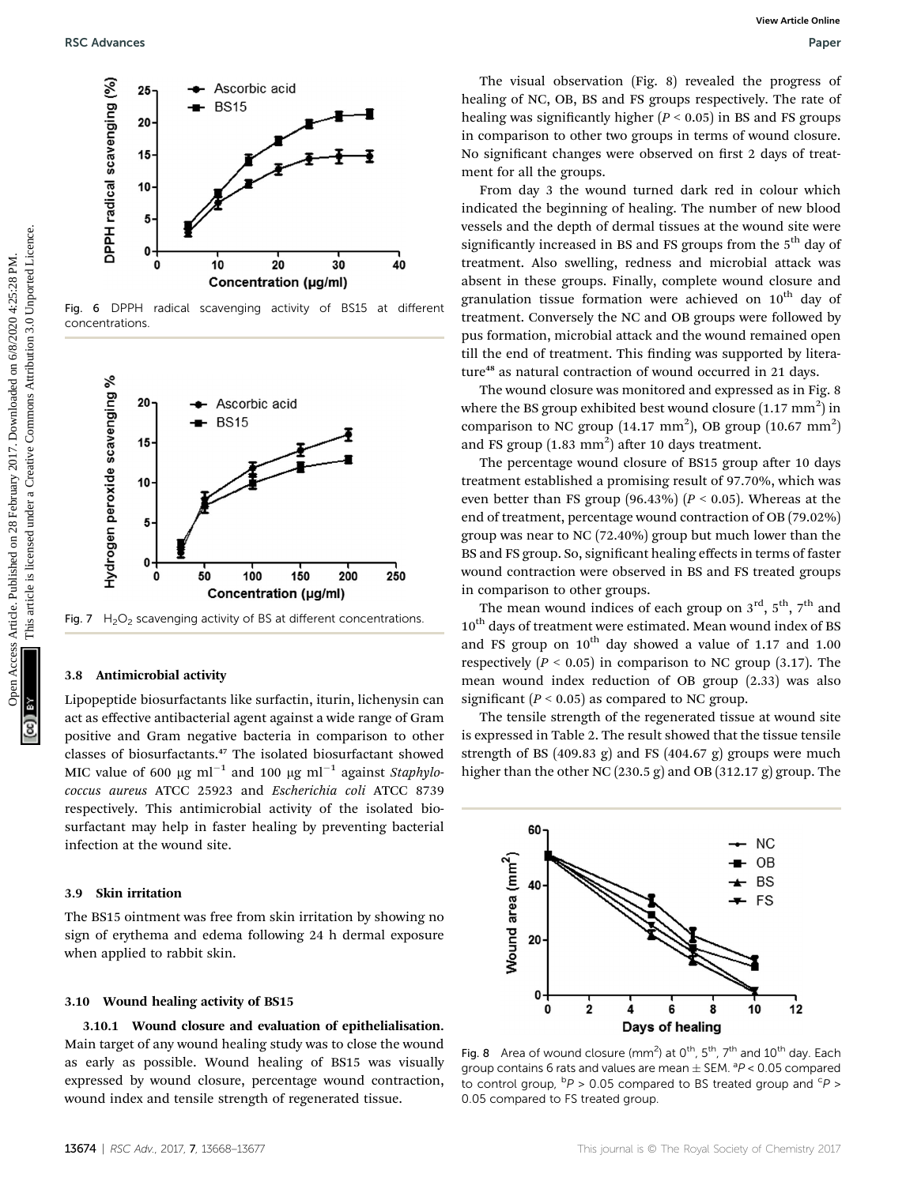Fig. 6 DPPH radical scavenging activity of BS15 at different concentrations.

Fig. 7 $H_2O_2$ scavenging activity of BS at different concentrations.

### 3.8 Antimicrobial activity

Lipopeptide biosurfactants like surfactin, iturin, lichenysin can act as effective antibacterial agent against a wide range of Gram positive and Gram negative bacteria in comparison to other classes of biosurfactants.[47] The isolated biosurfactant showed MIC value of 600 μg $ml^{-1}$ and 100 μg $ml^{-1}$ against *Staphylococcus aureus* ATCC 25923 and *Escherichia coli* ATCC 8739 respectively. This antimicrobial activity of the isolated biosurfactant may help in faster healing by preventing bacterial infection at the wound site.

### 3.9 Skin irritation

The BS15 ointment was free from skin irritation by showing no sign of erythema and edema following 24 h dermal exposure when applied to rabbit skin.

### 3.10 Wound healing activity of BS15

**3.10.1 Wound closure and evaluation of epithelialisation.** Main target of any wound healing study was to close the wound as early as possible. Wound healing of BS15 was visually expressed by wound closure, percentage wound contraction, wound index and tensile strength of regenerated tissue.

The visual observation (Fig. 8) revealed the progress of healing of NC, OB, BS and FS groups respectively. The rate of healing was significantly higher ($P < 0.05$) in BS and FS groups in comparison to other two groups in terms of wound closure. No significant changes were observed on first 2 days of treatment for all the groups.

From day 3 the wound turned dark red in colour which indicated the beginning of healing. The number of new blood vessels and the depth of dermal tissues at the wound site were significantly increased in BS and FS groups from the 5th day of treatment. Also swelling, redness and microbial attack was absent in these groups. Finally, complete wound closure and granulation tissue formation were achieved on 10th day of treatment. Conversely the NC and OB groups were followed by pus formation, microbial attack and the wound remained open till the end of treatment. This finding was supported by literature[48] as natural contraction of wound occurred in 21 days.

The wound closure was monitored and expressed as in Fig. 8 where the BS group exhibited best wound closure (1.17 $mm^2$) in comparison to NC group (14.17 $mm^2$), OB group (10.67 $mm^2$) and FS group (1.83 $mm^2$) after 10 days treatment.

The percentage wound closure of BS15 group after 10 days treatment established a promising result of 97.70%, which was even better than FS group (96.43%) ($P < 0.05$). Whereas at the end of treatment, percentage wound contraction of OB (79.02%) group was near to NC (72.40%) group but much lower than the BS and FS group. So, significant healing effects in terms of faster wound contraction were observed in BS and FS treated groups in comparison to other groups.

The mean wound indices of each group on 3rd, 5th, 7th and 10th days of treatment were estimated. Mean wound index of BS and FS group on 10th day showed a value of 1.17 and 1.00 respectively ($P < 0.05$) in comparison to NC group (3.17). The mean wound index reduction of OB group (2.33) was also significant ($P < 0.05$) as compared to NC group.

The tensile strength of the regenerated tissue at wound site is expressed in Table 2. The result showed that the tissue tensile strength of BS (409.83 g) and FS (404.67 g) groups were much higher than the other NC (230.5 g) and OB (312.17 g) group. The

Fig. 8 Area of wound closure ($mm^2$) at 0th, 5th, 7th and 10th day. Each group contains 6 rats and values are mean ± SEM. $^aP < 0.05$ compared to control group, $^bP > 0.05$ compared to BS treated group and $^cP > 0.05$ compared to FS treated group.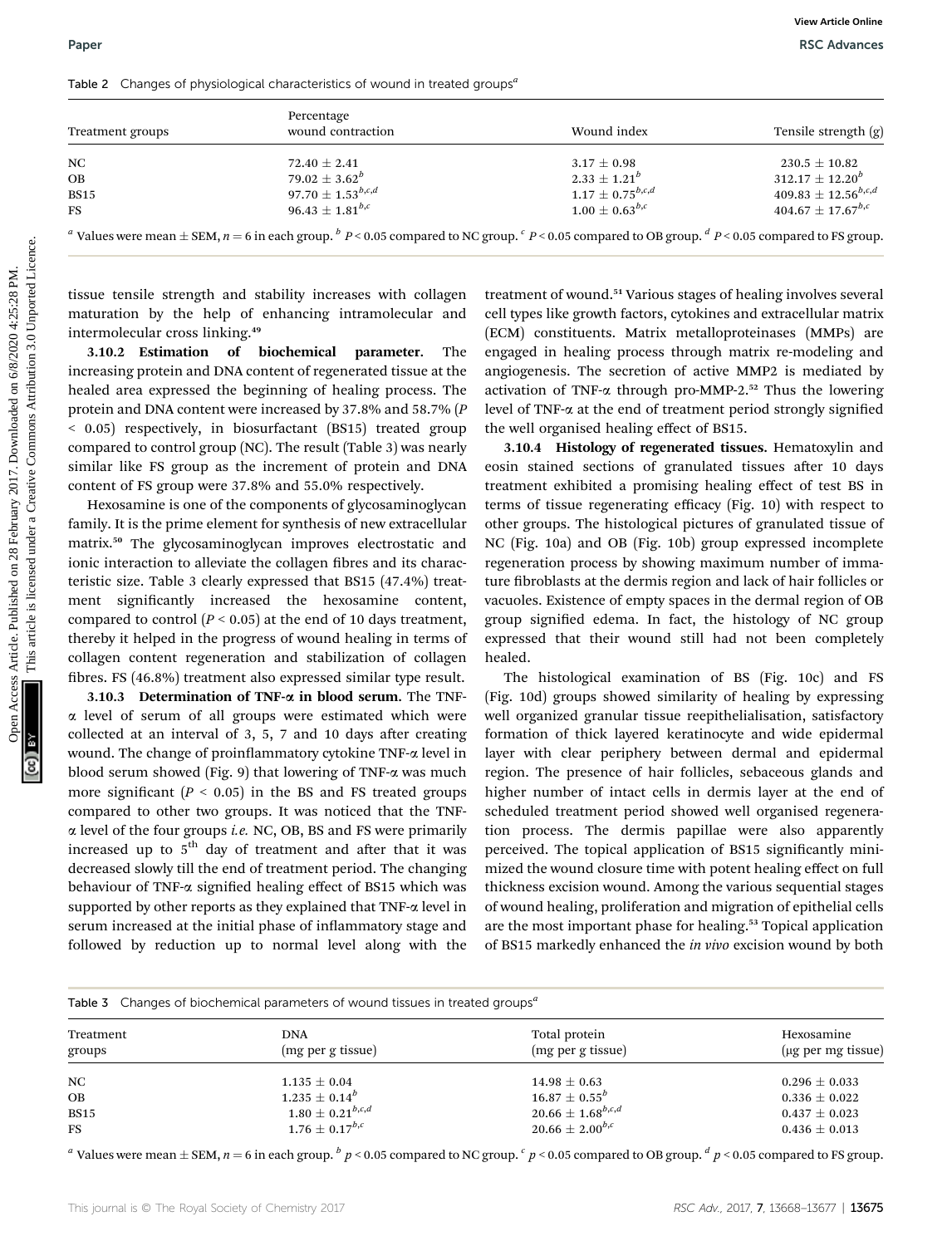Table 2 Changes of physiological characteristics of wound in treated groups[a]

| Treatment groups | Percentage wound contraction | Wound index | Tensile strength (g) |
|---|---|---|---|
| NC | 72.40 ± 2.41 | 3.17 ± 0.98 | 230.5 ± 10.82 |
| OB | 79.02 ± 3.62[b] | 2.33 ± 1.21[b] | 312.17 ± 12.20[b] |
| BS15 | 97.70 ± 1.53[b,c,d] | 1.17 ± 0.75[b,c,d] | 409.83 ± 12.56[b,c,d] |
| FS | 96.43 ± 1.81[b,c] | 1.00 ± 0.63[b,c] | 404.67 ± 17.67[b,c] |

[a] Values were mean ± SEM, $n = 6$ in each group. [b] $P < 0.05$ compared to NC group. [c] $P < 0.05$ compared to OB group. [d] $P < 0.05$ compared to FS group.

tissue tensile strength and stability increases with collagen maturation by the help of enhancing intramolecular and intermolecular cross linking.[49]

**3.10.2 Estimation of biochemical parameter.** The increasing protein and DNA content of regenerated tissue at the healed area expressed the beginning of healing process. The protein and DNA content were increased by 37.8% and 58.7% ($P < 0.05$) respectively, in biosurfactant (BS15) treated group compared to control group (NC). The result (Table 3) was nearly similar like FS group as the increment of protein and DNA content of FS group were 37.8% and 55.0% respectively.

Hexosamine is one of the components of glycosaminoglycan family. It is the prime element for synthesis of new extracellular matrix.[50] The glycosaminoglycan improves electrostatic and ionic interaction to alleviate the collagen fibres and its characteristic size. Table 3 clearly expressed that BS15 (47.4%) treatment significantly increased the hexosamine content, compared to control ($P < 0.05$) at the end of 10 days treatment, thereby it helped in the progress of wound healing in terms of collagen content regeneration and stabilization of collagen fibres. FS (46.8%) treatment also expressed similar type result.

**3.10.3 Determination of TNF-α in blood serum.** The TNF-α level of serum of all groups were estimated which were collected at an interval of 3, 5, 7 and 10 days after creating wound. The change of proinflammatory cytokine TNF-α level in blood serum showed (Fig. 9) that lowering of TNF-α was much more significant ($P < 0.05$) in the BS and FS treated groups compared to other two groups. It was noticed that the TNF-α level of the four groups *i.e.* NC, OB, BS and FS were primarily increased up to 5th day of treatment and after that it was decreased slowly till the end of treatment period. The changing behaviour of TNF-α signified healing effect of BS15 which was supported by other reports as they explained that TNF-α level in serum increased at the initial phase of inflammatory stage and followed by reduction up to normal level along with the treatment of wound.[51] Various stages of healing involves several cell types like growth factors, cytokines and extracellular matrix (ECM) constituents. Matrix metalloproteinases (MMPs) are engaged in healing process through matrix re-modeling and angiogenesis. The secretion of active MMP2 is mediated by activation of TNF-α through pro-MMP-2.[52] Thus the lowering level of TNF-α at the end of treatment period strongly signified the well organised healing effect of BS15.

**3.10.4 Histology of regenerated tissues.** Hematoxylin and eosin stained sections of granulated tissues after 10 days treatment exhibited a promising healing effect of test BS in terms of tissue regenerating efficacy (Fig. 10) with respect to other groups. The histological pictures of granulated tissue of NC (Fig. 10a) and OB (Fig. 10b) group expressed incomplete regeneration process by showing maximum number of immature fibroblasts at the dermis region and lack of hair follicles or vacuoles. Existence of empty spaces in the dermal region of OB group signified edema. In fact, the histology of NC group expressed that their wound still had not been completely healed.

The histological examination of BS (Fig. 10c) and FS (Fig. 10d) groups showed similarity of healing by expressing well organized granular tissue reepithelialisation, satisfactory formation of thick layered keratinocyte and wide epidermal layer with clear periphery between dermal and epidermal region. The presence of hair follicles, sebaceous glands and higher number of intact cells in dermis layer at the end of scheduled treatment period showed well organised regeneration process. The dermis papillae were also apparently perceived. The topical application of BS15 significantly minimized the wound closure time with potent healing effect on full thickness excision wound. Among the various sequential stages of wound healing, proliferation and migration of epithelial cells are the most important phase for healing.[53] Topical application of BS15 markedly enhanced the *in vivo* excision wound by both

Table 3 Changes of biochemical parameters of wound tissues in treated groups[a]

| Treatment groups | DNA (mg per g tissue) | Total protein (mg per g tissue) | Hexosamine (μg per mg tissue) |
|---|---|---|---|
| NC | 1.135 ± 0.04 | 14.98 ± 0.63 | 0.296 ± 0.033 |
| OB | 1.235 ± 0.14[b] | 16.87 ± 0.55[b] | 0.336 ± 0.022 |
| BS15 | 1.80 ± 0.21[b,c,d] | 20.66 ± 1.68[b,c,d] | 0.437 ± 0.023 |
| FS | 1.76 ± 0.17[b,c] | 20.66 ± 2.00[b,c] | 0.436 ± 0.013 |

[a] Values were mean ± SEM, $n = 6$ in each group. [b] $p < 0.05$ compared to NC group. [c] $p < 0.05$ compared to OB group. [d] $p < 0.05$ compared to FS group.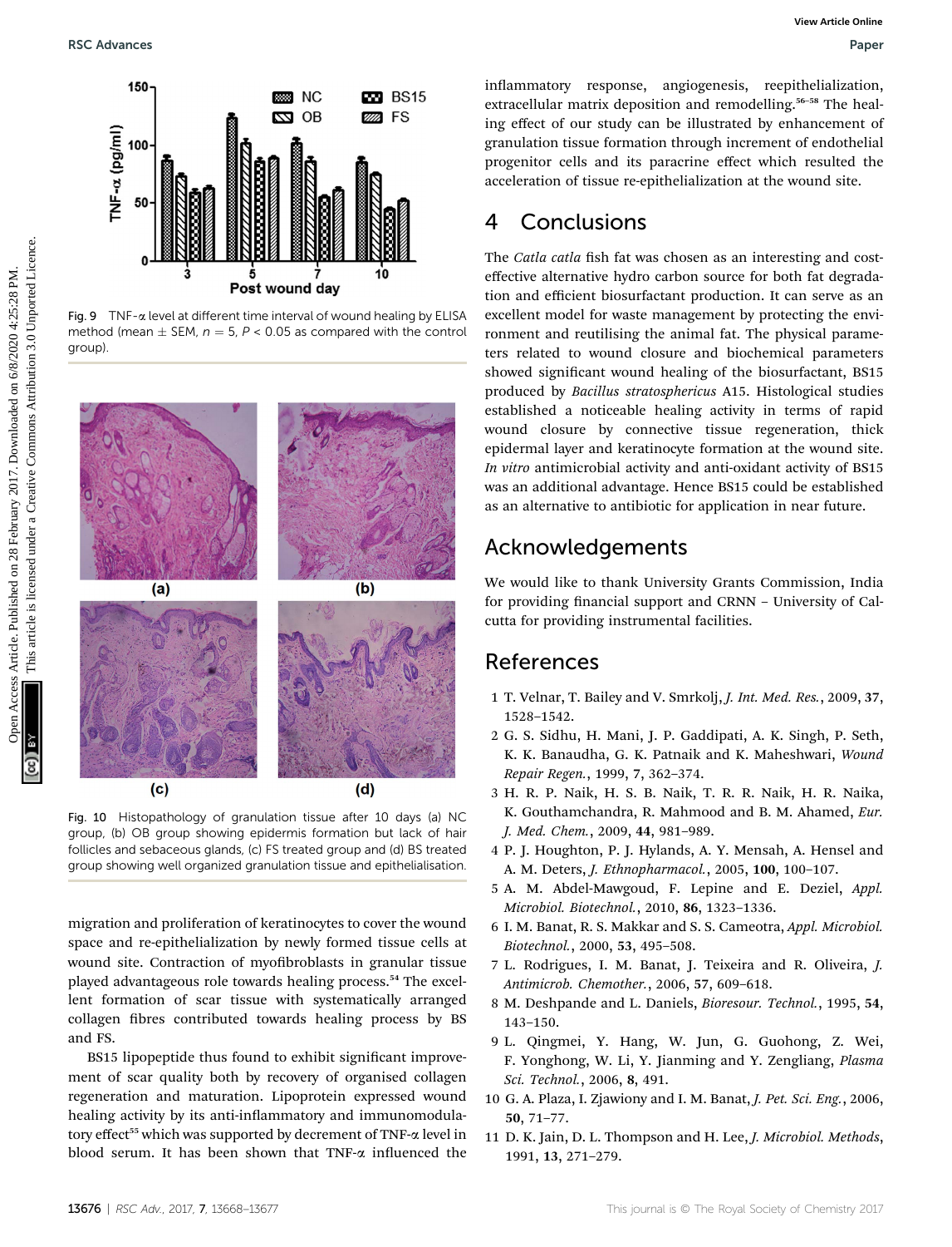Fig. 9 TNF-α level at different time interval of wound healing by ELISA method (mean ± SEM, $n = 5$, $P < 0.05$ as compared with the control group).

Fig. 10 Histopathology of granulation tissue after 10 days (a) NC group, (b) OB group showing epidermis formation but lack of hair follicles and sebaceous glands, (c) FS treated group and (d) BS treated group showing well organized granulation tissue and epithelialisation.

migration and proliferation of keratinocytes to cover the wound space and re-epithelialization by newly formed tissue cells at wound site. Contraction of myofibroblasts in granular tissue played advantageous role towards healing process.[54] The excellent formation of scar tissue with systematically arranged collagen fibres contributed towards healing process by BS and FS.

BS15 lipopeptide thus found to exhibit significant improvement of scar quality both by recovery of organised collagen regeneration and maturation. Lipoprotein expressed wound healing activity by its anti-inflammatory and immunomodulatory effect[55] which was supported by decrement of TNF-α level in blood serum. It has been shown that TNF-α influenced the inflammatory response, angiogenesis, reepithelialization, extracellular matrix deposition and remodelling.[56–58] The healing effect of our study can be illustrated by enhancement of granulation tissue formation through increment of endothelial progenitor cells and its paracrine effect which resulted the acceleration of tissue re-epithelialization at the wound site.

## 4 Conclusions

The *Catla catla* fish fat was chosen as an interesting and cost-effective alternative hydro carbon source for both fat degradation and efficient biosurfactant production. It can serve as an excellent model for waste management by protecting the environment and reutilising the animal fat. The physical parameters related to wound closure and biochemical parameters showed significant wound healing of the biosurfactant, BS15 produced by *Bacillus stratosphericus* A15. Histological studies established a noticeable healing activity in terms of rapid wound closure by connective tissue regeneration, thick epidermal layer and keratinocyte formation at the wound site. *In vitro* antimicrobial activity and anti-oxidant activity of BS15 was an additional advantage. Hence BS15 could be established as an alternative to antibiotic for application in near future.

## Acknowledgements

We would like to thank University Grants Commission, India for providing financial support and CRNN – University of Calcutta for providing instrumental facilities.

## References

1 T. Velnar, T. Bailey and V. Smrkolj, *J. Int. Med. Res.*, 2009, **37**, 1528–1542.
2 G. S. Sidhu, H. Mani, J. P. Gaddipati, A. K. Singh, P. Seth, K. K. Banaudha, G. K. Patnaik and K. Maheshwari, *Wound Repair Regen.*, 1999, **7**, 362–374.
3 H. R. P. Naik, H. S. B. Naik, T. R. R. Naik, H. R. Naika, K. Gouthamchandra, R. Mahmood and B. M. Ahamed, *Eur. J. Med. Chem.*, 2009, **44**, 981–989.
4 P. J. Houghton, P. J. Hylands, A. Y. Mensah, A. Hensel and A. M. Deters, *J. Ethnopharmacol.*, 2005, **100**, 100–107.
5 A. M. Abdel-Mawgoud, F. Lepine and E. Deziel, *Appl. Microbiol. Biotechnol.*, 2010, **86**, 1323–1336.
6 I. M. Banat, R. S. Makkar and S. S. Cameotra, *Appl. Microbiol. Biotechnol.*, 2000, **53**, 495–508.
7 L. Rodrigues, I. M. Banat, J. Teixeira and R. Oliveira, *J. Antimicrob. Chemother.*, 2006, **57**, 609–618.
8 M. Deshpande and L. Daniels, *Bioresour. Technol.*, 1995, **54**, 143–150.
9 L. Qingmei, Y. Hang, W. Jun, G. Guohong, Z. Wei, F. Yonghong, W. Li, Y. Jianming and Y. Zengliang, *Plasma Sci. Technol.*, 2006, **8**, 491.
10 G. A. Plaza, I. Zjawiony and I. M. Banat, *J. Pet. Sci. Eng.*, 2006, **50**, 71–77.
11 D. K. Jain, D. L. Thompson and H. Lee, *J. Microbiol. Methods*, 1991, **13**, 271–279.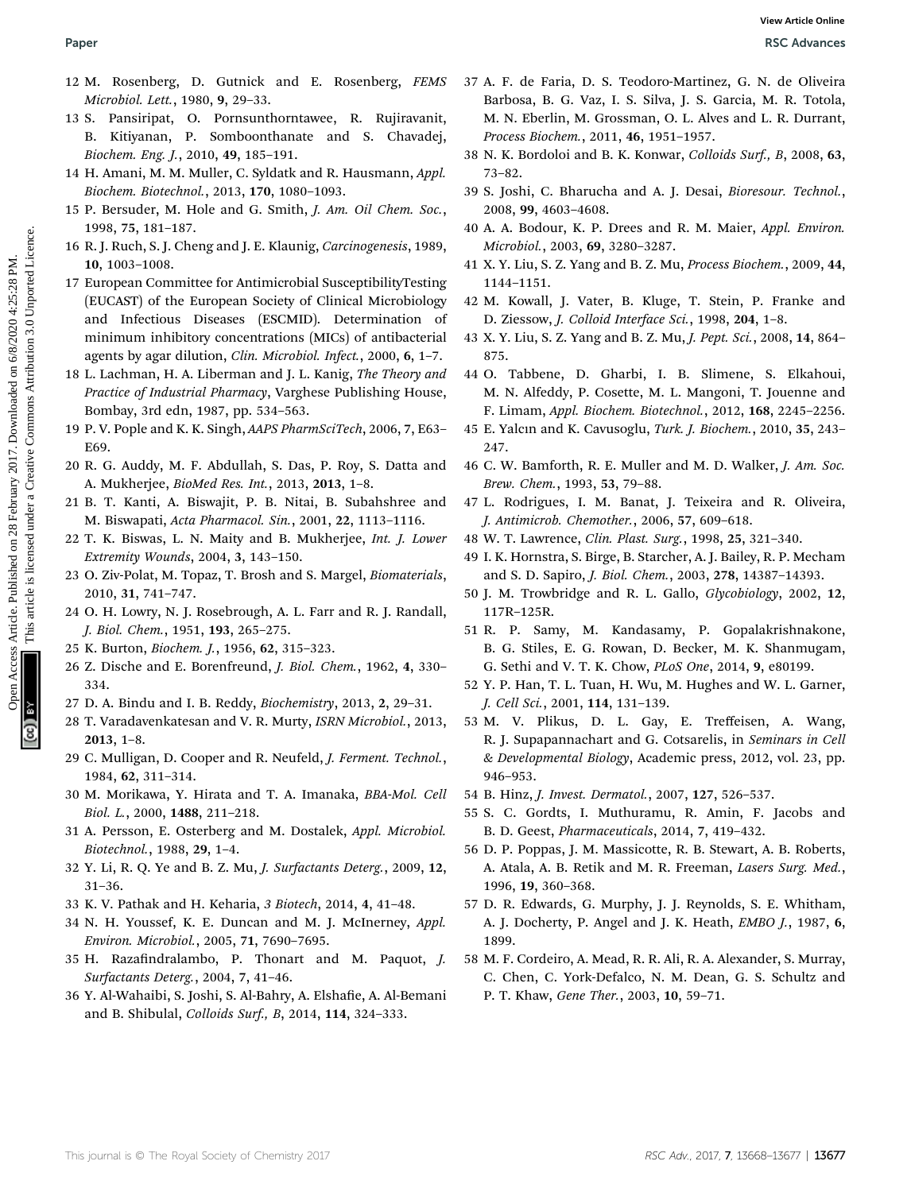12 M. Rosenberg, D. Gutnick and E. Rosenberg, *FEMS Microbiol. Lett.*, 1980, **9**, 29–33.

13 S. Pansiripat, O. Pornsunthorntawee, R. Rujiravanit, B. Kitiyanan, P. Somboonthanate and S. Chavadej, *Biochem. Eng. J.*, 2010, **49**, 185–191.

14 H. Amani, M. M. Muller, C. Syldatk and R. Hausmann, *Appl. Biochem. Biotechnol.*, 2013, **170**, 1080–1093.

15 P. Bersuder, M. Hole and G. Smith, *J. Am. Oil Chem. Soc.*, 1998, **75**, 181–187.

16 R. J. Ruch, S. J. Cheng and J. E. Klaunig, *Carcinogenesis*, 1989, **10**, 1003–1008.

17 European Committee for Antimicrobial SusceptibilityTesting (EUCAST) of the European Society of Clinical Microbiology and Infectious Diseases (ESCMID). Determination of minimum inhibitory concentrations (MICs) of antibacterial agents by agar dilution, *Clin. Microbiol. Infect.*, 2000, **6**, 1–7.

18 L. Lachman, H. A. Liberman and J. L. Kanig, *The Theory and Practice of Industrial Pharmacy*, Varghese Publishing House, Bombay, 3rd edn, 1987, pp. 534–563.

19 P. V. Pople and K. K. Singh, *AAPS PharmSciTech*, 2006, **7**, E63–E69.

20 R. G. Auddy, M. F. Abdullah, S. Das, P. Roy, S. Datta and A. Mukherjee, *BioMed Res. Int.*, 2013, **2013**, 1–8.

21 B. T. Kanti, A. Biswajit, P. B. Nitai, B. Subahshree and M. Biswapati, *Acta Pharmacol. Sin.*, 2001, **22**, 1113–1116.

22 T. K. Biswas, L. N. Maity and B. Mukherjee, *Int. J. Lower Extremity Wounds*, 2004, **3**, 143–150.

23 O. Ziv-Polat, M. Topaz, T. Brosh and S. Margel, *Biomaterials*, 2010, **31**, 741–747.

24 O. H. Lowry, N. J. Rosebrough, A. L. Farr and R. J. Randall, *J. Biol. Chem.*, 1951, **193**, 265–275.

25 K. Burton, *Biochem. J.*, 1956, **62**, 315–323.

26 Z. Dische and E. Borenfreund, *J. Biol. Chem.*, 1962, **4**, 330–334.

27 D. A. Bindu and I. B. Reddy, *Biochemistry*, 2013, **2**, 29–31.

28 T. Varadavenkatesan and V. R. Murty, *ISRN Microbiol.*, 2013, **2013**, 1–8.

29 C. Mulligan, D. Cooper and R. Neufeld, *J. Ferment. Technol.*, 1984, **62**, 311–314.

30 M. Morikawa, Y. Hirata and T. A. Imanaka, *BBA-Mol. Cell Biol. L.*, 2000, **1488**, 211–218.

31 A. Persson, E. Osterberg and M. Dostalek, *Appl. Microbiol. Biotechnol.*, 1988, **29**, 1–4.

32 Y. Li, R. Q. Ye and B. Z. Mu, *J. Surfactants Deterg.*, 2009, **12**, 31–36.

33 K. V. Pathak and H. Keharia, *3 Biotech*, 2014, **4**, 41–48.

34 N. H. Youssef, K. E. Duncan and M. J. McInerney, *Appl. Environ. Microbiol.*, 2005, **71**, 7690–7695.

35 H. Razafindralambo, P. Thonart and M. Paquot, *J. Surfactants Deterg.*, 2004, **7**, 41–46.

36 Y. Al-Wahaibi, S. Joshi, S. Al-Bahry, A. Elshafie, A. Al-Bemani and B. Shibulal, *Colloids Surf., B*, 2014, **114**, 324–333.

37 A. F. de Faria, D. S. Teodoro-Martinez, G. N. de Oliveira Barbosa, B. G. Vaz, I. S. Silva, J. S. Garcia, M. R. Totola, M. N. Eberlin, M. Grossman, O. L. Alves and L. R. Durrant, *Process Biochem.*, 2011, **46**, 1951–1957.

38 N. K. Bordoloi and B. K. Konwar, *Colloids Surf., B*, 2008, **63**, 73–82.

39 S. Joshi, C. Bharucha and A. J. Desai, *Bioresour. Technol.*, 2008, **99**, 4603–4608.

40 A. A. Bodour, K. P. Drees and R. M. Maier, *Appl. Environ. Microbiol.*, 2003, **69**, 3280–3287.

41 X. Y. Liu, S. Z. Yang and B. Z. Mu, *Process Biochem.*, 2009, **44**, 1144–1151.

42 M. Kowall, J. Vater, B. Kluge, T. Stein, P. Franke and D. Ziessow, *J. Colloid Interface Sci.*, 1998, **204**, 1–8.

43 X. Y. Liu, S. Z. Yang and B. Z. Mu, *J. Pept. Sci.*, 2008, **14**, 864–875.

44 O. Tabbene, D. Gharbi, I. B. Slimene, S. Elkahoui, M. N. Alfeddy, P. Cosette, M. L. Mangoni, T. Jouenne and F. Limam, *Appl. Biochem. Biotechnol.*, 2012, **168**, 2245–2256.

45 E. Yalcın and K. Cavusoglu, *Turk. J. Biochem.*, 2010, **35**, 243–247.

46 C. W. Bamforth, R. E. Muller and M. D. Walker, *J. Am. Soc. Brew. Chem.*, 1993, **53**, 79–88.

47 L. Rodrigues, I. M. Banat, J. Teixeira and R. Oliveira, *J. Antimicrob. Chemother.*, 2006, **57**, 609–618.

48 W. T. Lawrence, *Clin. Plast. Surg.*, 1998, **25**, 321–340.

49 I. K. Hornstra, S. Birge, B. Starcher, A. J. Bailey, R. P. Mecham and S. D. Sapiro, *J. Biol. Chem.*, 2003, **278**, 14387–14393.

50 J. M. Trowbridge and R. L. Gallo, *Glycobiology*, 2002, **12**, 117R–125R.

51 R. P. Samy, M. Kandasamy, P. Gopalakrishnakone, B. G. Stiles, E. G. Rowan, D. Becker, M. K. Shanmugam, G. Sethi and V. T. K. Chow, *PLoS One*, 2014, **9**, e80199.

52 Y. P. Han, T. L. Tuan, H. Wu, M. Hughes and W. L. Garner, *J. Cell Sci.*, 2001, **114**, 131–139.

53 M. V. Plikus, D. L. Gay, E. Treffeisen, A. Wang, R. J. Supapannachart and G. Cotsarelis, in *Seminars in Cell & Developmental Biology*, Academic press, 2012, vol. 23, pp. 946–953.

54 B. Hinz, *J. Invest. Dermatol.*, 2007, **127**, 526–537.

55 S. C. Gordts, I. Muthuramu, R. Amin, F. Jacobs and B. D. Geest, *Pharmaceuticals*, 2014, **7**, 419–432.

56 D. P. Poppas, J. M. Massicotte, R. B. Stewart, A. B. Roberts, A. Atala, A. B. Retik and M. R. Freeman, *Lasers Surg. Med.*, 1996, **19**, 360–368.

57 D. R. Edwards, G. Murphy, J. J. Reynolds, S. E. Whitham, A. J. Docherty, P. Angel and J. K. Heath, *EMBO J.*, 1987, **6**, 1899.

58 M. F. Cordeiro, A. Mead, R. R. Ali, R. A. Alexander, S. Murray, C. Chen, C. York-Defalco, N. M. Dean, G. S. Schultz and P. T. Khaw, *Gene Ther.*, 2003, **10**, 59–71.